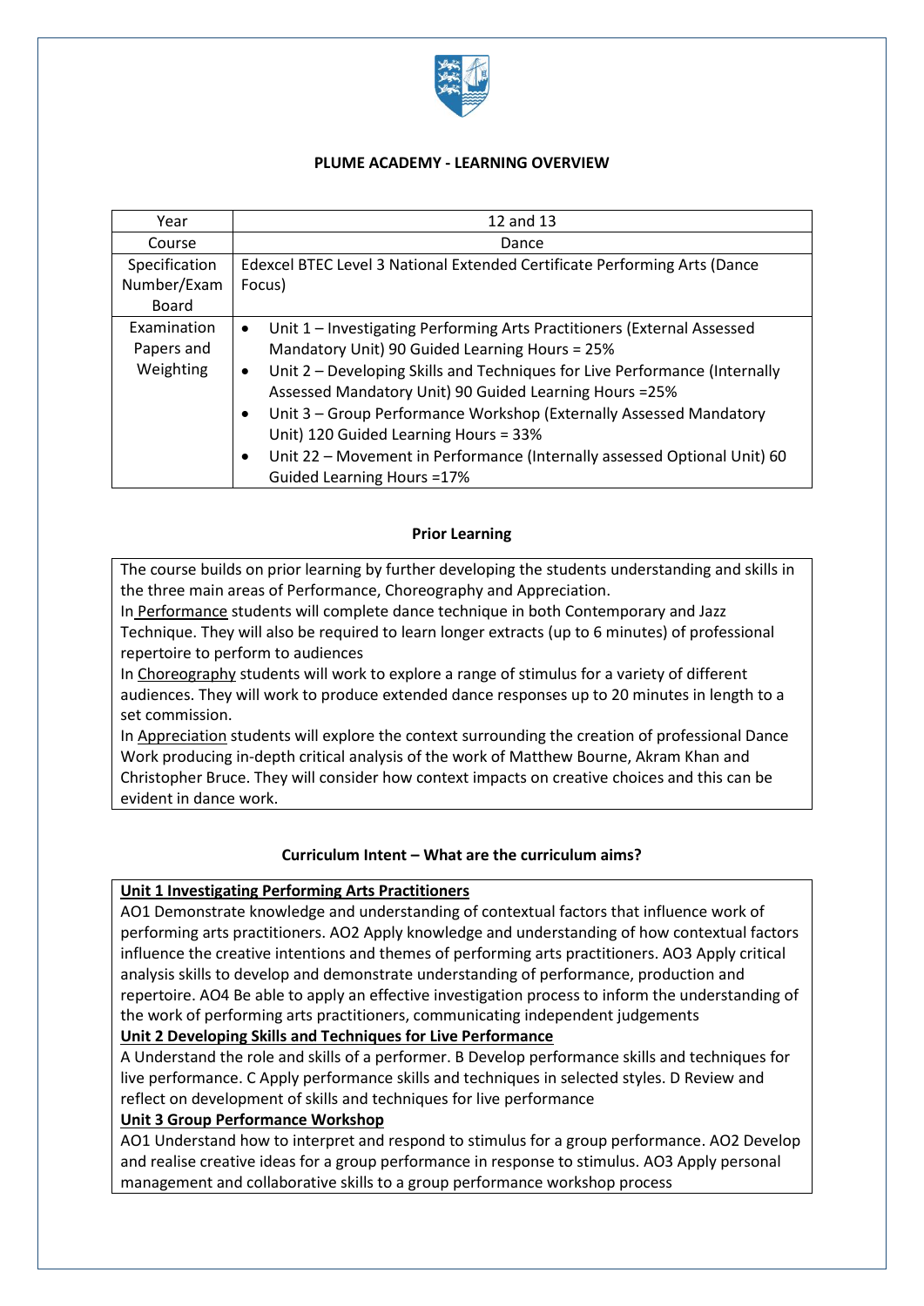**PLUME ACADEMY - LEARNING OVERVIEW**

| Year | 12 and 13 |
|---|---|
| Course | Dance |
| Specification Number/Exam Board | Edexcel BTEC Level 3 National Extended Certificate Performing Arts (Dance Focus) |
| Examination Papers and Weighting | • Unit 1 – Investigating Performing Arts Practitioners (External Assessed Mandatory Unit) 90 Guided Learning Hours = 25%<br>• Unit 2 – Developing Skills and Techniques for Live Performance (Internally Assessed Mandatory Unit) 90 Guided Learning Hours =25%<br>• Unit 3 – Group Performance Workshop (Externally Assessed Mandatory Unit) 120 Guided Learning Hours = 33%<br>• Unit 22 – Movement in Performance (Internally assessed Optional Unit) 60 Guided Learning Hours =17% |

**Prior Learning**

The course builds on prior learning by further developing the students understanding and skills in the three main areas of Performance, Choreography and Appreciation.

In Performance students will complete dance technique in both Contemporary and Jazz Technique. They will also be required to learn longer extracts (up to 6 minutes) of professional repertoire to perform to audiences

In Choreography students will work to explore a range of stimulus for a variety of different audiences. They will work to produce extended dance responses up to 20 minutes in length to a set commission.

In Appreciation students will explore the context surrounding the creation of professional Dance Work producing in-depth critical analysis of the work of Matthew Bourne, Akram Khan and Christopher Bruce. They will consider how context impacts on creative choices and this can be evident in dance work.

**Curriculum Intent – What are the curriculum aims?**

**Unit 1 Investigating Performing Arts Practitioners**

AO1 Demonstrate knowledge and understanding of contextual factors that influence work of performing arts practitioners. AO2 Apply knowledge and understanding of how contextual factors influence the creative intentions and themes of performing arts practitioners. AO3 Apply critical analysis skills to develop and demonstrate understanding of performance, production and repertoire. AO4 Be able to apply an effective investigation process to inform the understanding of the work of performing arts practitioners, communicating independent judgements

**Unit 2 Developing Skills and Techniques for Live Performance**

A Understand the role and skills of a performer. B Develop performance skills and techniques for live performance. C Apply performance skills and techniques in selected styles. D Review and reflect on development of skills and techniques for live performance

**Unit 3 Group Performance Workshop**

AO1 Understand how to interpret and respond to stimulus for a group performance. AO2 Develop and realise creative ideas for a group performance in response to stimulus. AO3 Apply personal management and collaborative skills to a group performance workshop process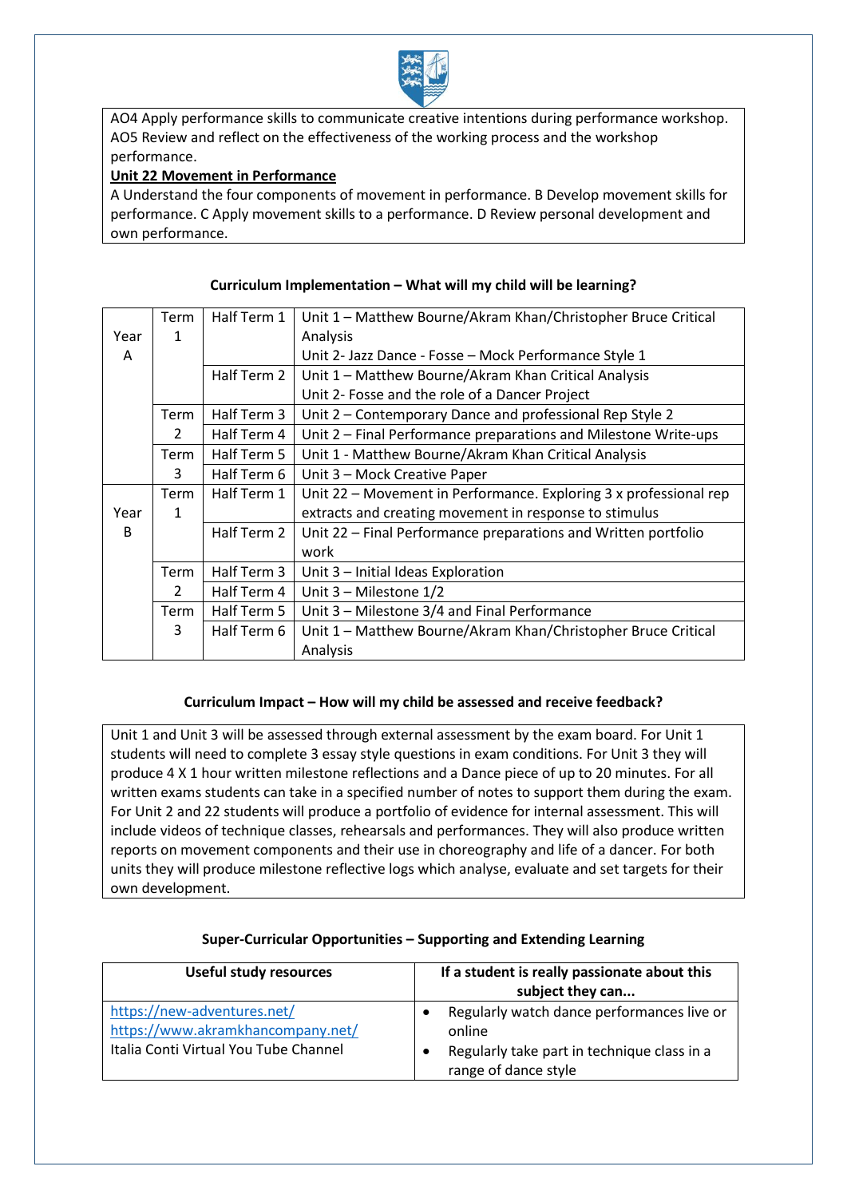AO4 Apply performance skills to communicate creative intentions during performance workshop.
AO5 Review and reflect on the effectiveness of the working process and the workshop performance.

**Unit 22 Movement in Performance**

A Understand the four components of movement in performance. B Develop movement skills for performance. C Apply movement skills to a performance. D Review personal development and own performance.

**Curriculum Implementation – What will my child will be learning?**

| | | | |
|---|---|---|---|
| Year A | Term 1 | Half Term 1 | Unit 1 – Matthew Bourne/Akram Khan/Christopher Bruce Critical Analysis<br>Unit 2- Jazz Dance - Fosse – Mock Performance Style 1 |
| | | Half Term 2 | Unit 1 – Matthew Bourne/Akram Khan Critical Analysis<br>Unit 2- Fosse and the role of a Dancer Project |
| | Term 2 | Half Term 3 | Unit 2 – Contemporary Dance and professional Rep Style 2 |
| | | Half Term 4 | Unit 2 – Final Performance preparations and Milestone Write-ups |
| | Term 3 | Half Term 5 | Unit 1 - Matthew Bourne/Akram Khan Critical Analysis |
| | | Half Term 6 | Unit 3 – Mock Creative Paper |
| Year B | Term 1 | Half Term 1 | Unit 22 – Movement in Performance. Exploring 3 x professional rep extracts and creating movement in response to stimulus |
| | | Half Term 2 | Unit 22 – Final Performance preparations and Written portfolio work |
| | Term 2 | Half Term 3 | Unit 3 – Initial Ideas Exploration |
| | | Half Term 4 | Unit 3 – Milestone 1/2 |
| | Term 3 | Half Term 5 | Unit 3 – Milestone 3/4 and Final Performance |
| | | Half Term 6 | Unit 1 – Matthew Bourne/Akram Khan/Christopher Bruce Critical Analysis |

**Curriculum Impact – How will my child be assessed and receive feedback?**

Unit 1 and Unit 3 will be assessed through external assessment by the exam board. For Unit 1 students will need to complete 3 essay style questions in exam conditions. For Unit 3 they will produce 4 X 1 hour written milestone reflections and a Dance piece of up to 20 minutes. For all written exams students can take in a specified number of notes to support them during the exam. For Unit 2 and 22 students will produce a portfolio of evidence for internal assessment. This will include videos of technique classes, rehearsals and performances. They will also produce written reports on movement components and their use in choreography and life of a dancer. For both units they will produce milestone reflective logs which analyse, evaluate and set targets for their own development.

**Super-Curricular Opportunities – Supporting and Extending Learning**

| Useful study resources | If a student is really passionate about this subject they can... |
|---|---|
| https://new-adventures.net/<br>https://www.akramkhancompany.net/<br>Italia Conti Virtual You Tube Channel | • Regularly watch dance performances live or online<br>• Regularly take part in technique class in a range of dance style |